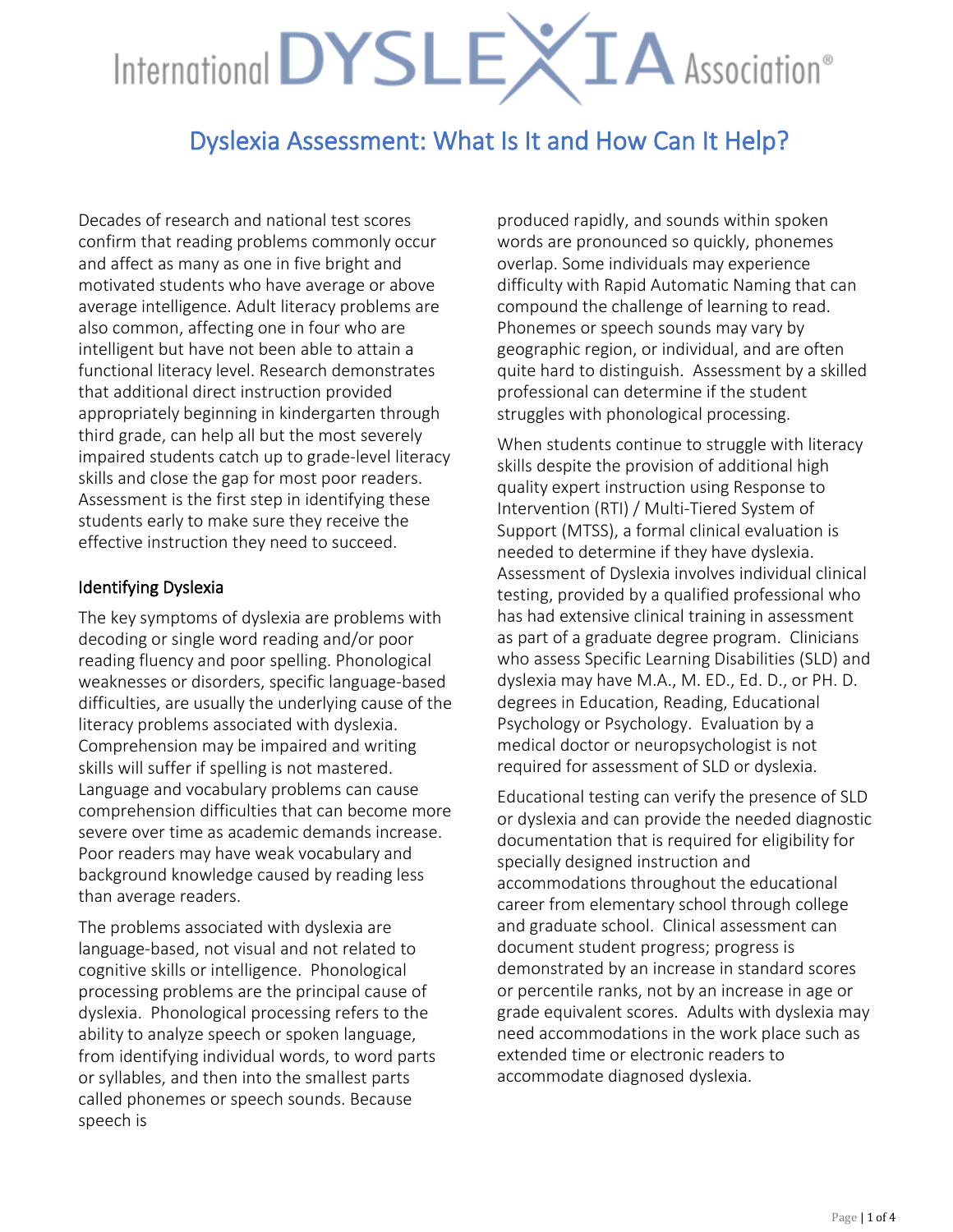International DYSLEXIA Association®

# Dyslexia Assessment: What Is It and How Can It Help?

Decades of research and national test scores confirm that reading problems commonly occur and affect as many as one in five bright and motivated students who have average or above average intelligence. Adult literacy problems are also common, affecting one in four who are intelligent but have not been able to attain a functional literacy level. Research demonstrates that additional direct instruction provided appropriately beginning in kindergarten through third grade, can help all but the most severely impaired students catch up to grade-level literacy skills and close the gap for most poor readers. Assessment is the first step in identifying these students early to make sure they receive the effective instruction they need to succeed.

## Identifying Dyslexia

The key symptoms of dyslexia are problems with decoding or single word reading and/or poor reading fluency and poor spelling. Phonological weaknesses or disorders, specific language-based difficulties, are usually the underlying cause of the literacy problems associated with dyslexia. Comprehension may be impaired and writing skills will suffer if spelling is not mastered. Language and vocabulary problems can cause comprehension difficulties that can become more severe over time as academic demands increase. Poor readers may have weak vocabulary and background knowledge caused by reading less than average readers.

The problems associated with dyslexia are language-based, not visual and not related to cognitive skills or intelligence. Phonological processing problems are the principal cause of dyslexia. Phonological processing refers to the ability to analyze speech or spoken language, from identifying individual words, to word parts or syllables, and then into the smallest parts called phonemes or speech sounds. Because speech is produced rapidly, and sounds within spoken words are pronounced so quickly, phonemes overlap. Some individuals may experience difficulty with Rapid Automatic Naming that can compound the challenge of learning to read. Phonemes or speech sounds may vary by geographic region, or individual, and are often quite hard to distinguish. Assessment by a skilled professional can determine if the student struggles with phonological processing.

When students continue to struggle with literacy skills despite the provision of additional high quality expert instruction using Response to Intervention (RTI) / Multi-Tiered System of Support (MTSS), a formal clinical evaluation is needed to determine if they have dyslexia. Assessment of Dyslexia involves individual clinical testing, provided by a qualified professional who has had extensive clinical training in assessment as part of a graduate degree program. Clinicians who assess Specific Learning Disabilities (SLD) and dyslexia may have M.A., M. ED., Ed. D., or PH. D. degrees in Education, Reading, Educational Psychology or Psychology. Evaluation by a medical doctor or neuropsychologist is not required for assessment of SLD or dyslexia.

Educational testing can verify the presence of SLD or dyslexia and can provide the needed diagnostic documentation that is required for eligibility for specially designed instruction and accommodations throughout the educational career from elementary school through college and graduate school. Clinical assessment can document student progress; progress is demonstrated by an increase in standard scores or percentile ranks, not by an increase in age or grade equivalent scores. Adults with dyslexia may need accommodations in the work place such as extended time or electronic readers to accommodate diagnosed dyslexia.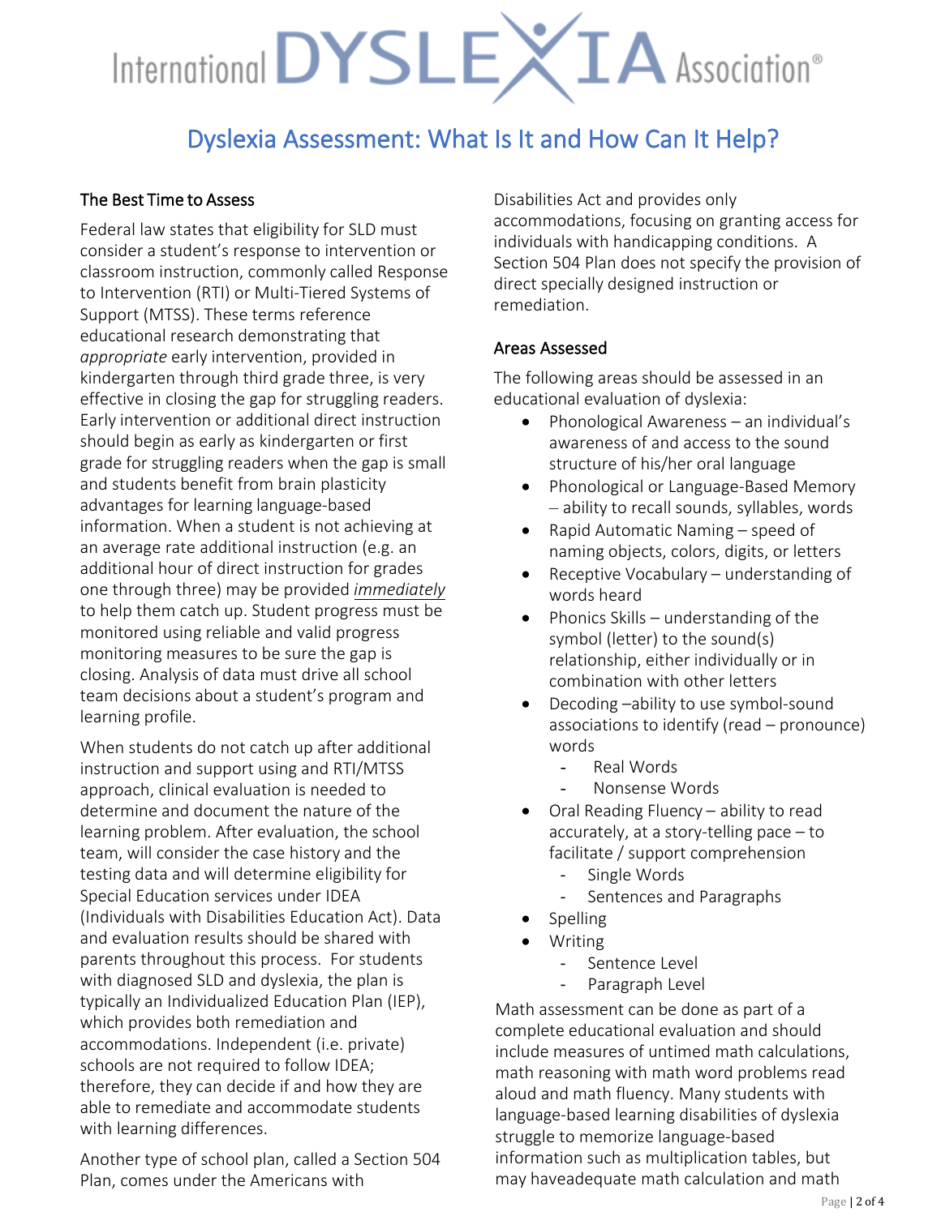# Dyslexia Assessment: What Is It and How Can It Help?

### The Best Time to Assess

Federal law states that eligibility for SLD must consider a student's response to intervention or classroom instruction, commonly called Response to Intervention (RTI) or Multi-Tiered Systems of Support (MTSS). These terms reference educational research demonstrating that *appropriate* early intervention, provided in kindergarten through third grade three, is very effective in closing the gap for struggling readers. Early intervention or additional direct instruction should begin as early as kindergarten or first grade for struggling readers when the gap is small and students benefit from brain plasticity advantages for learning language-based information. When a student is not achieving at an average rate additional instruction (e.g. an additional hour of direct instruction for grades one through three) may be provided *immediately* to help them catch up. Student progress must be monitored using reliable and valid progress monitoring measures to be sure the gap is closing. Analysis of data must drive all school team decisions about a student's program and learning profile.

When students do not catch up after additional instruction and support using and RTI/MTSS approach, clinical evaluation is needed to determine and document the nature of the learning problem. After evaluation, the school team, will consider the case history and the testing data and will determine eligibility for Special Education services under IDEA (Individuals with Disabilities Education Act). Data and evaluation results should be shared with parents throughout this process. For students with diagnosed SLD and dyslexia, the plan is typically an Individualized Education Plan (IEP), which provides both remediation and accommodations. Independent (i.e. private) schools are not required to follow IDEA; therefore, they can decide if and how they are able to remediate and accommodate students with learning differences.

Another type of school plan, called a Section 504 Plan, comes under the Americans with Disabilities Act and provides only accommodations, focusing on granting access for individuals with handicapping conditions. A Section 504 Plan does not specify the provision of direct specially designed instruction or remediation.

### Areas Assessed

The following areas should be assessed in an educational evaluation of dyslexia:

- Phonological Awareness – an individual's awareness of and access to the sound structure of his/her oral language
- Phonological or Language-Based Memory – ability to recall sounds, syllables, words
- Rapid Automatic Naming – speed of naming objects, colors, digits, or letters
- Receptive Vocabulary – understanding of words heard
- Phonics Skills – understanding of the symbol (letter) to the sound(s) relationship, either individually or in combination with other letters
- Decoding –ability to use symbol-sound associations to identify (read – pronounce) words
  - Real Words
  - Nonsense Words
- Oral Reading Fluency – ability to read accurately, at a story-telling pace – to facilitate / support comprehension
  - Single Words
  - Sentences and Paragraphs
- Spelling
- Writing
  - Sentence Level
  - Paragraph Level

Math assessment can be done as part of a complete educational evaluation and should include measures of untimed math calculations, math reasoning with math word problems read aloud and math fluency. Many students with language-based learning disabilities of dyslexia struggle to memorize language-based information such as multiplication tables, but may haveadequate math calculation and math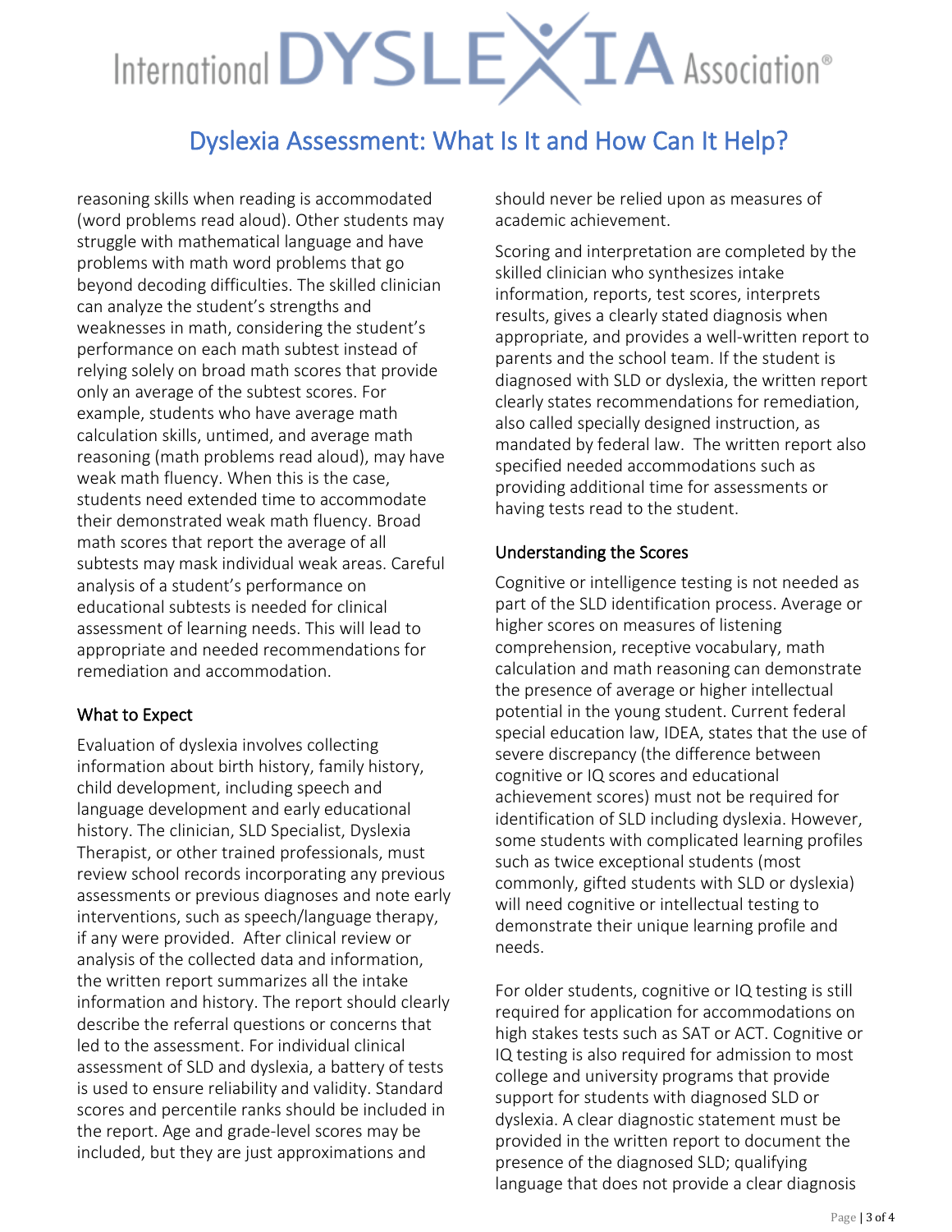reasoning skills when reading is accommodated (word problems read aloud). Other students may struggle with mathematical language and have problems with math word problems that go beyond decoding difficulties. The skilled clinician can analyze the student's strengths and weaknesses in math, considering the student's performance on each math subtest instead of relying solely on broad math scores that provide only an average of the subtest scores. For example, students who have average math calculation skills, untimed, and average math reasoning (math problems read aloud), may have weak math fluency. When this is the case, students need extended time to accommodate their demonstrated weak math fluency. Broad math scores that report the average of all subtests may mask individual weak areas. Careful analysis of a student's performance on educational subtests is needed for clinical assessment of learning needs. This will lead to appropriate and needed recommendations for remediation and accommodation.

## What to Expect

Evaluation of dyslexia involves collecting information about birth history, family history, child development, including speech and language development and early educational history. The clinician, SLD Specialist, Dyslexia Therapist, or other trained professionals, must review school records incorporating any previous assessments or previous diagnoses and note early interventions, such as speech/language therapy, if any were provided. After clinical review or analysis of the collected data and information, the written report summarizes all the intake information and history. The report should clearly describe the referral questions or concerns that led to the assessment. For individual clinical assessment of SLD and dyslexia, a battery of tests is used to ensure reliability and validity. Standard scores and percentile ranks should be included in the report. Age and grade-level scores may be included, but they are just approximations and should never be relied upon as measures of academic achievement.

Scoring and interpretation are completed by the skilled clinician who synthesizes intake information, reports, test scores, interprets results, gives a clearly stated diagnosis when appropriate, and provides a well-written report to parents and the school team. If the student is diagnosed with SLD or dyslexia, the written report clearly states recommendations for remediation, also called specially designed instruction, as mandated by federal law. The written report also specified needed accommodations such as providing additional time for assessments or having tests read to the student.

## Understanding the Scores

Cognitive or intelligence testing is not needed as part of the SLD identification process. Average or higher scores on measures of listening comprehension, receptive vocabulary, math calculation and math reasoning can demonstrate the presence of average or higher intellectual potential in the young student. Current federal special education law, IDEA, states that the use of severe discrepancy (the difference between cognitive or IQ scores and educational achievement scores) must not be required for identification of SLD including dyslexia. However, some students with complicated learning profiles such as twice exceptional students (most commonly, gifted students with SLD or dyslexia) will need cognitive or intellectual testing to demonstrate their unique learning profile and needs.

For older students, cognitive or IQ testing is still required for application for accommodations on high stakes tests such as SAT or ACT. Cognitive or IQ testing is also required for admission to most college and university programs that provide support for students with diagnosed SLD or dyslexia. A clear diagnostic statement must be provided in the written report to document the presence of the diagnosed SLD; qualifying language that does not provide a clear diagnosis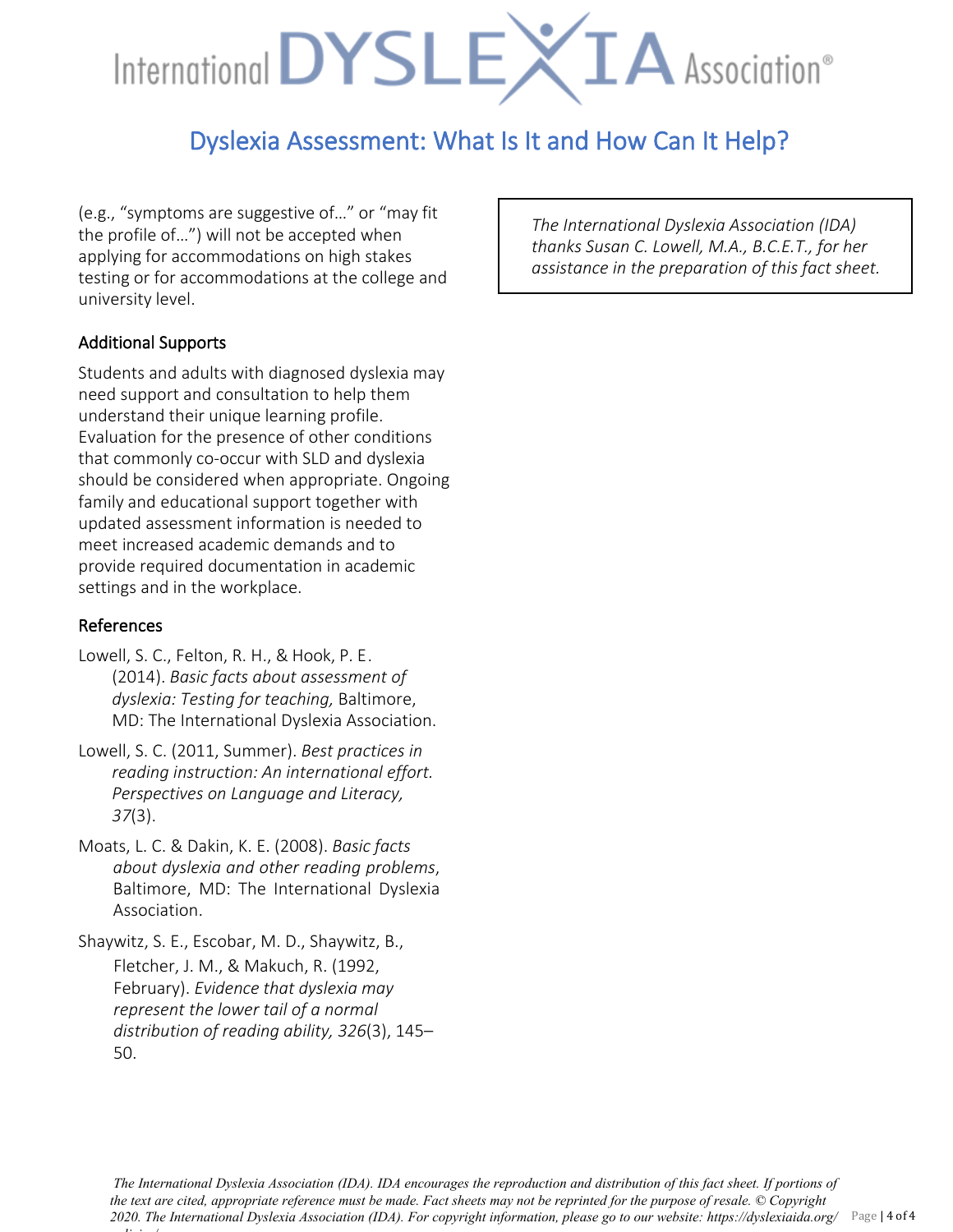(e.g., "symptoms are suggestive of…" or "may fit the profile of…") will not be accepted when applying for accommodations on high stakes testing or for accommodations at the college and university level.

### Additional Supports

Students and adults with diagnosed dyslexia may need support and consultation to help them understand their unique learning profile. Evaluation for the presence of other conditions that commonly co-occur with SLD and dyslexia should be considered when appropriate. Ongoing family and educational support together with updated assessment information is needed to meet increased academic demands and to provide required documentation in academic settings and in the workplace.

### References

Lowell, S. C., Felton, R. H., & Hook, P. E. (2014). *Basic facts about assessment of dyslexia: Testing for teaching,* Baltimore, MD: The International Dyslexia Association.

Lowell, S. C. (2011, Summer). *Best practices in reading instruction: An international effort. Perspectives on Language and Literacy, 37*(3).

Moats, L. C. & Dakin, K. E. (2008). *Basic facts about dyslexia and other reading problems*, Baltimore, MD: The International Dyslexia Association.

Shaywitz, S. E., Escobar, M. D., Shaywitz, B., Fletcher, J. M., & Makuch, R. (1992, February). *Evidence that dyslexia may represent the lower tail of a normal distribution of reading ability, 326*(3), 145–50.

*The International Dyslexia Association (IDA) thanks Susan C. Lowell, M.A., B.C.E.T., for her assistance in the preparation of this fact sheet.*

*The International Dyslexia Association (IDA). IDA encourages the reproduction and distribution of this fact sheet. If portions of the text are cited, appropriate reference must be made. Fact sheets may not be reprinted for the purpose of resale. © Copyright 2020. The International Dyslexia Association (IDA). For copyright information, please go to our website: https://dyslexiaida.org/*